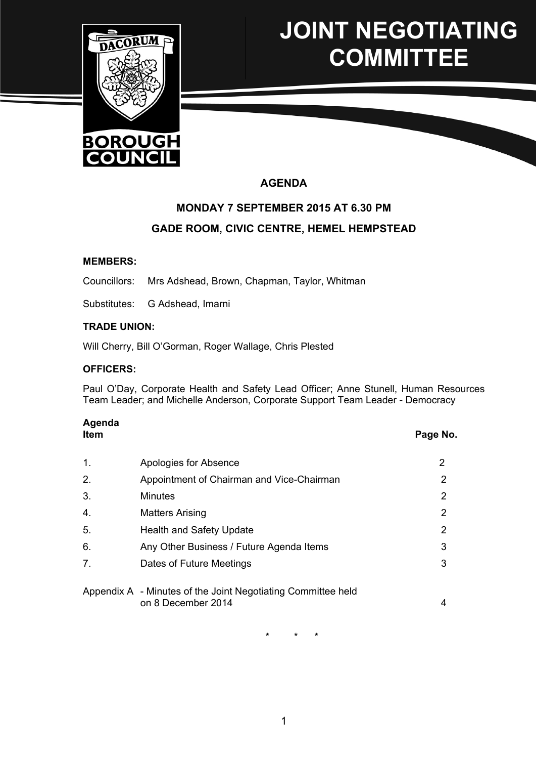# JOINT NEGOTIATING COMMITTEE

## AGENDA

**MONDAY 7 SEPTEMBER 2015 AT 6.30 PM**

**GADE ROOM, CIVIC CENTRE, HEMEL HEMPSTEAD**

**MEMBERS:**

Councillors: Mrs Adshead, Brown, Chapman, Taylor, Whitman

Substitutes: G Adshead, Imarni

**TRADE UNION:**

Will Cherry, Bill O'Gorman, Roger Wallage, Chris Plested

**OFFICERS:**

Paul O'Day, Corporate Health and Safety Lead Officer; Anne Stunell, Human Resources Team Leader; and Michelle Anderson, Corporate Support Team Leader - Democracy

| **Agenda Item** | | **Page No.** |
|---|---|---|
| 1. | Apologies for Absence | 2 |
| 2. | Appointment of Chairman and Vice-Chairman | 2 |
| 3. | Minutes | 2 |
| 4. | Matters Arising | 2 |
| 5. | Health and Safety Update | 2 |
| 6. | Any Other Business / Future Agenda Items | 3 |
| 7. | Dates of Future Meetings | 3 |
| Appendix A | - Minutes of the Joint Negotiating Committee held on 8 December 2014 | 4 |

\* \* \*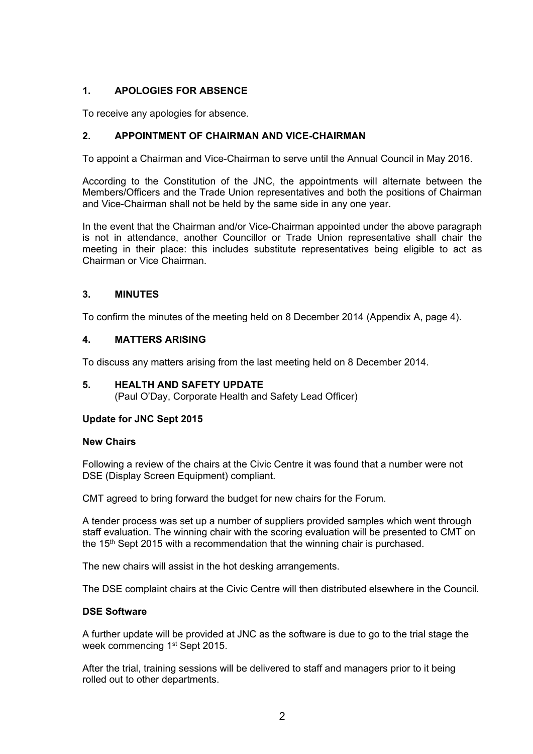## 1. APOLOGIES FOR ABSENCE

To receive any apologies for absence.

## 2. APPOINTMENT OF CHAIRMAN AND VICE-CHAIRMAN

To appoint a Chairman and Vice-Chairman to serve until the Annual Council in May 2016.

According to the Constitution of the JNC, the appointments will alternate between the Members/Officers and the Trade Union representatives and both the positions of Chairman and Vice-Chairman shall not be held by the same side in any one year.

In the event that the Chairman and/or Vice-Chairman appointed under the above paragraph is not in attendance, another Councillor or Trade Union representative shall chair the meeting in their place: this includes substitute representatives being eligible to act as Chairman or Vice Chairman.

## 3. MINUTES

To confirm the minutes of the meeting held on 8 December 2014 (Appendix A, page 4).

## 4. MATTERS ARISING

To discuss any matters arising from the last meeting held on 8 December 2014.

## 5. HEALTH AND SAFETY UPDATE

(Paul O'Day, Corporate Health and Safety Lead Officer)

**Update for JNC Sept 2015**

**New Chairs**

Following a review of the chairs at the Civic Centre it was found that a number were not DSE (Display Screen Equipment) compliant.

CMT agreed to bring forward the budget for new chairs for the Forum.

A tender process was set up a number of suppliers provided samples which went through staff evaluation. The winning chair with the scoring evaluation will be presented to CMT on the 15th Sept 2015 with a recommendation that the winning chair is purchased.

The new chairs will assist in the hot desking arrangements.

The DSE complaint chairs at the Civic Centre will then distributed elsewhere in the Council.

**DSE Software**

A further update will be provided at JNC as the software is due to go to the trial stage the week commencing 1st Sept 2015.

After the trial, training sessions will be delivered to staff and managers prior to it being rolled out to other departments.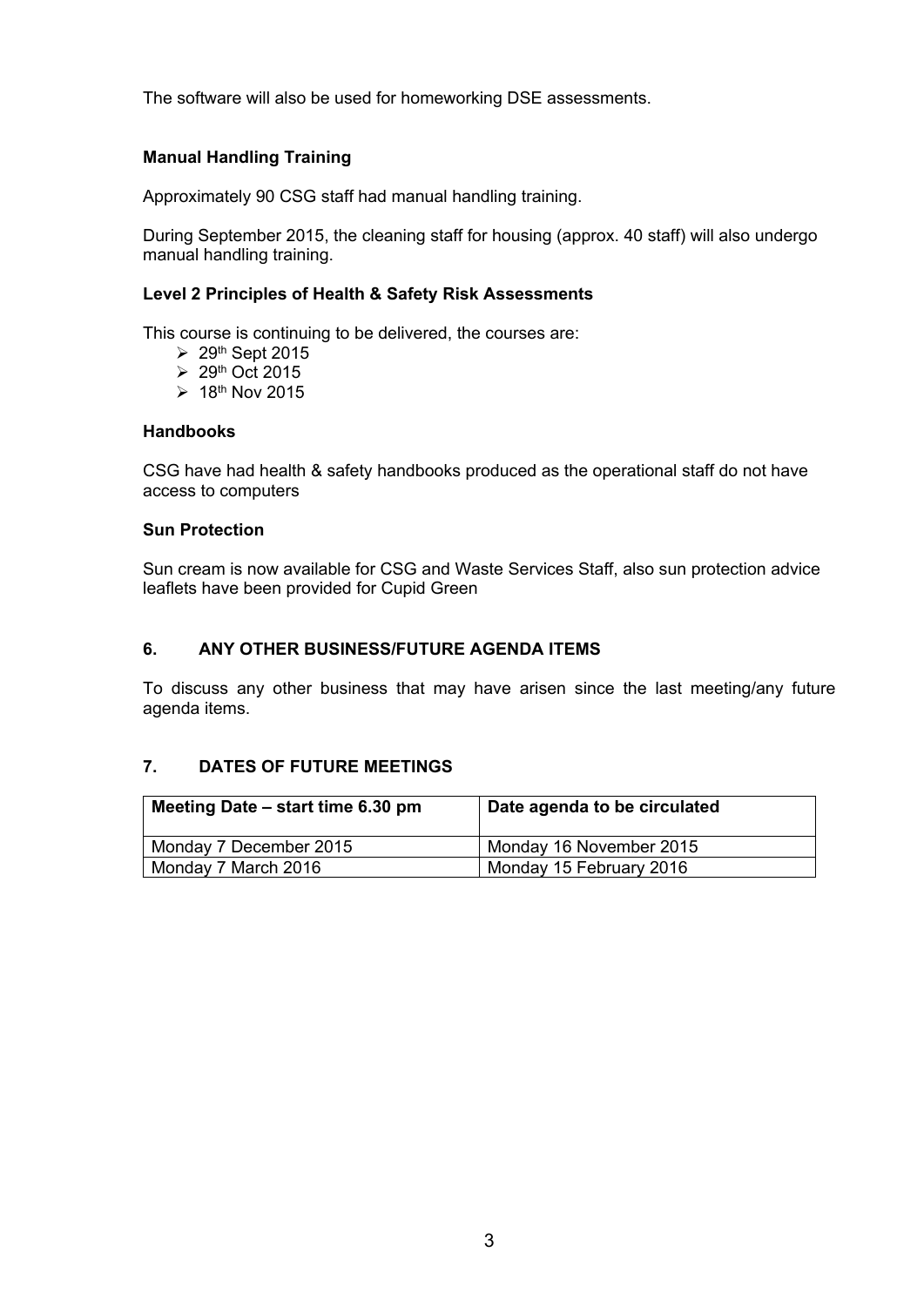The software will also be used for homeworking DSE assessments.

**Manual Handling Training**

Approximately 90 CSG staff had manual handling training.

During September 2015, the cleaning staff for housing (approx. 40 staff) will also undergo manual handling training.

**Level 2 Principles of Health & Safety Risk Assessments**

This course is continuing to be delivered, the courses are:

- 29th Sept 2015
- 29th Oct 2015
- 18th Nov 2015

**Handbooks**

CSG have had health & safety handbooks produced as the operational staff do not have access to computers

**Sun Protection**

Sun cream is now available for CSG and Waste Services Staff, also sun protection advice leaflets have been provided for Cupid Green

## 6. ANY OTHER BUSINESS/FUTURE AGENDA ITEMS

To discuss any other business that may have arisen since the last meeting/any future agenda items.

## 7. DATES OF FUTURE MEETINGS

| Meeting Date – start time 6.30 pm | Date agenda to be circulated |
|---|---|
| Monday 7 December 2015 | Monday 16 November 2015 |
| Monday 7 March 2016 | Monday 15 February 2016 |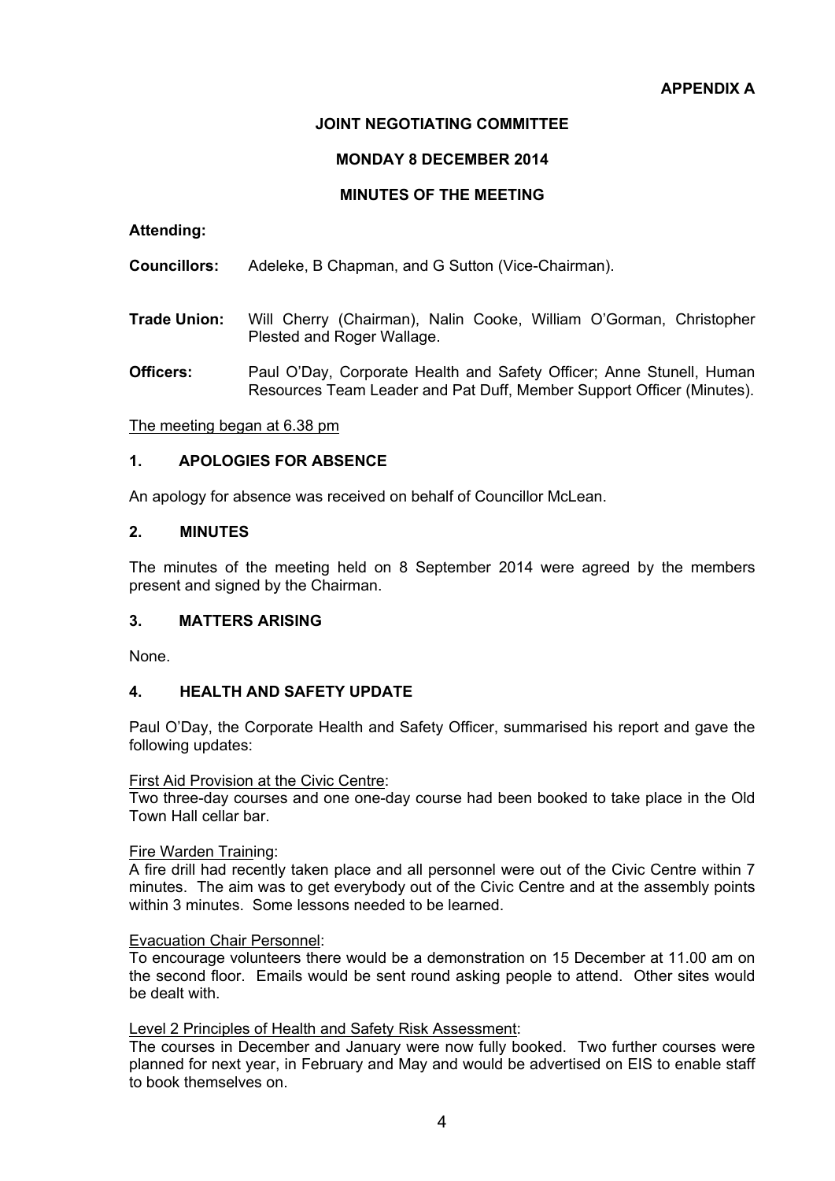**APPENDIX A**

**JOINT NEGOTIATING COMMITTEE**

**MONDAY 8 DECEMBER 2014**

**MINUTES OF THE MEETING**

**Attending:**

**Councillors:** Adeleke, B Chapman, and G Sutton (Vice-Chairman).

**Trade Union:** Will Cherry (Chairman), Nalin Cooke, William O'Gorman, Christopher Plested and Roger Wallage.

**Officers:** Paul O'Day, Corporate Health and Safety Officer; Anne Stunell, Human Resources Team Leader and Pat Duff, Member Support Officer (Minutes).

The meeting began at 6.38 pm

## 1. APOLOGIES FOR ABSENCE

An apology for absence was received on behalf of Councillor McLean.

## 2. MINUTES

The minutes of the meeting held on 8 September 2014 were agreed by the members present and signed by the Chairman.

## 3. MATTERS ARISING

None.

## 4. HEALTH AND SAFETY UPDATE

Paul O'Day, the Corporate Health and Safety Officer, summarised his report and gave the following updates:

First Aid Provision at the Civic Centre:
Two three-day courses and one one-day course had been booked to take place in the Old Town Hall cellar bar.

Fire Warden Training:
A fire drill had recently taken place and all personnel were out of the Civic Centre within 7 minutes. The aim was to get everybody out of the Civic Centre and at the assembly points within 3 minutes. Some lessons needed to be learned.

Evacuation Chair Personnel:
To encourage volunteers there would be a demonstration on 15 December at 11.00 am on the second floor. Emails would be sent round asking people to attend. Other sites would be dealt with.

Level 2 Principles of Health and Safety Risk Assessment:
The courses in December and January were now fully booked. Two further courses were planned for next year, in February and May and would be advertised on EIS to enable staff to book themselves on.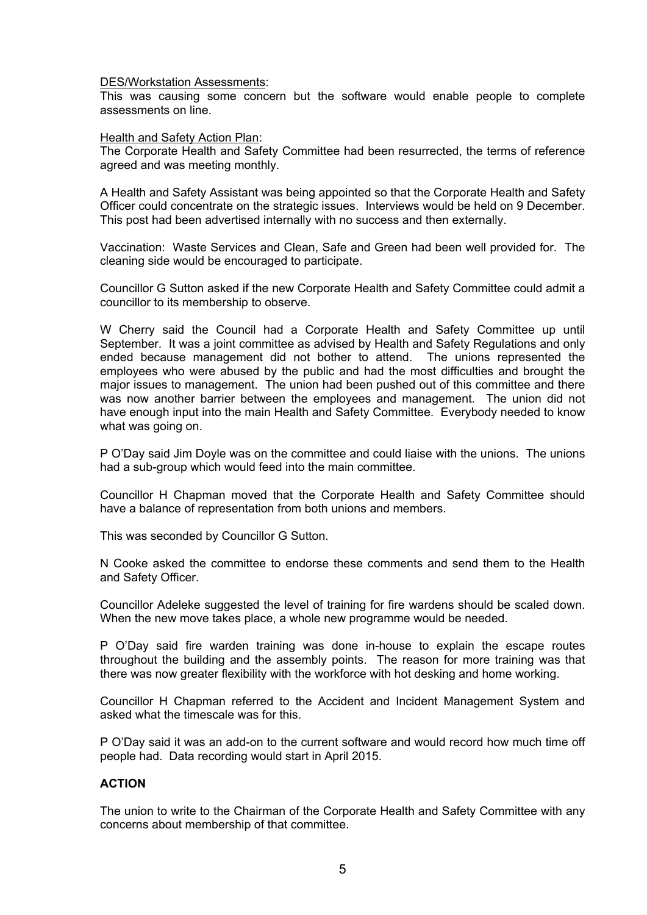<u>DES/Workstation Assessments</u>:
This was causing some concern but the software would enable people to complete assessments on line.

<u>Health and Safety Action Plan</u>:
The Corporate Health and Safety Committee had been resurrected, the terms of reference agreed and was meeting monthly.

A Health and Safety Assistant was being appointed so that the Corporate Health and Safety Officer could concentrate on the strategic issues. Interviews would be held on 9 December. This post had been advertised internally with no success and then externally.

Vaccination: Waste Services and Clean, Safe and Green had been well provided for. The cleaning side would be encouraged to participate.

Councillor G Sutton asked if the new Corporate Health and Safety Committee could admit a councillor to its membership to observe.

W Cherry said the Council had a Corporate Health and Safety Committee up until September. It was a joint committee as advised by Health and Safety Regulations and only ended because management did not bother to attend. The unions represented the employees who were abused by the public and had the most difficulties and brought the major issues to management. The union had been pushed out of this committee and there was now another barrier between the employees and management. The union did not have enough input into the main Health and Safety Committee. Everybody needed to know what was going on.

P O'Day said Jim Doyle was on the committee and could liaise with the unions. The unions had a sub-group which would feed into the main committee.

Councillor H Chapman moved that the Corporate Health and Safety Committee should have a balance of representation from both unions and members.

This was seconded by Councillor G Sutton.

N Cooke asked the committee to endorse these comments and send them to the Health and Safety Officer.

Councillor Adeleke suggested the level of training for fire wardens should be scaled down. When the new move takes place, a whole new programme would be needed.

P O'Day said fire warden training was done in-house to explain the escape routes throughout the building and the assembly points. The reason for more training was that there was now greater flexibility with the workforce with hot desking and home working.

Councillor H Chapman referred to the Accident and Incident Management System and asked what the timescale was for this.

P O'Day said it was an add-on to the current software and would record how much time off people had. Data recording would start in April 2015.

**ACTION**

The union to write to the Chairman of the Corporate Health and Safety Committee with any concerns about membership of that committee.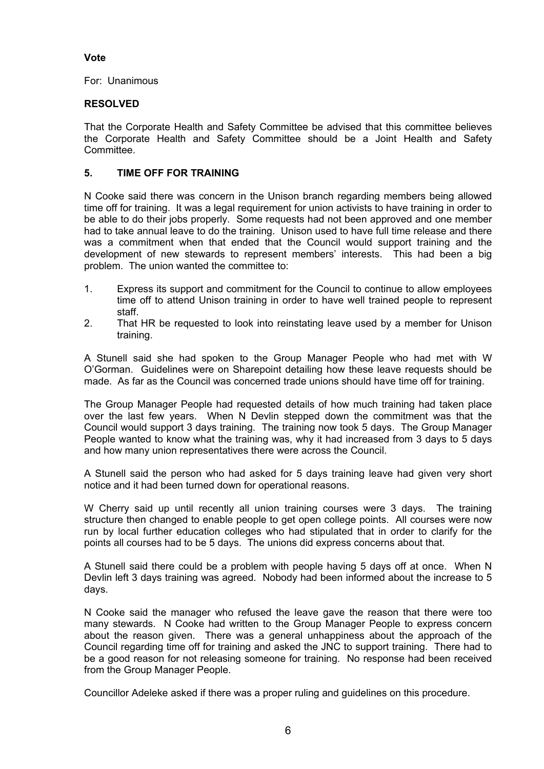**Vote**

For: Unanimous

**RESOLVED**

That the Corporate Health and Safety Committee be advised that this committee believes the Corporate Health and Safety Committee should be a Joint Health and Safety Committee.

## 5. TIME OFF FOR TRAINING

N Cooke said there was concern in the Unison branch regarding members being allowed time off for training. It was a legal requirement for union activists to have training in order to be able to do their jobs properly. Some requests had not been approved and one member had to take annual leave to do the training. Unison used to have full time release and there was a commitment when that ended that the Council would support training and the development of new stewards to represent members' interests. This had been a big problem. The union wanted the committee to:

1. Express its support and commitment for the Council to continue to allow employees time off to attend Unison training in order to have well trained people to represent staff.
2. That HR be requested to look into reinstating leave used by a member for Unison training.

A Stunell said she had spoken to the Group Manager People who had met with W O'Gorman. Guidelines were on Sharepoint detailing how these leave requests should be made. As far as the Council was concerned trade unions should have time off for training.

The Group Manager People had requested details of how much training had taken place over the last few years. When N Devlin stepped down the commitment was that the Council would support 3 days training. The training now took 5 days. The Group Manager People wanted to know what the training was, why it had increased from 3 days to 5 days and how many union representatives there were across the Council.

A Stunell said the person who had asked for 5 days training leave had given very short notice and it had been turned down for operational reasons.

W Cherry said up until recently all union training courses were 3 days. The training structure then changed to enable people to get open college points. All courses were now run by local further education colleges who had stipulated that in order to clarify for the points all courses had to be 5 days. The unions did express concerns about that.

A Stunell said there could be a problem with people having 5 days off at once. When N Devlin left 3 days training was agreed. Nobody had been informed about the increase to 5 days.

N Cooke said the manager who refused the leave gave the reason that there were too many stewards. N Cooke had written to the Group Manager People to express concern about the reason given. There was a general unhappiness about the approach of the Council regarding time off for training and asked the JNC to support training. There had to be a good reason for not releasing someone for training. No response had been received from the Group Manager People.

Councillor Adeleke asked if there was a proper ruling and guidelines on this procedure.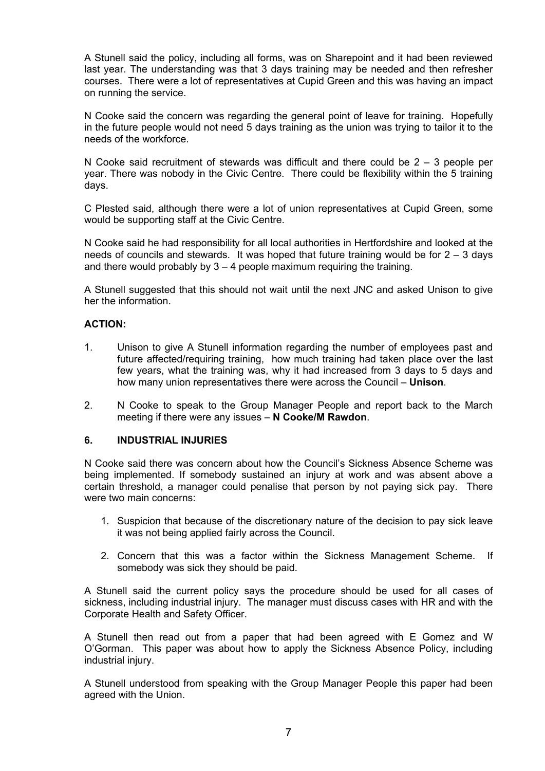A Stunell said the policy, including all forms, was on Sharepoint and it had been reviewed last year. The understanding was that 3 days training may be needed and then refresher courses. There were a lot of representatives at Cupid Green and this was having an impact on running the service.

N Cooke said the concern was regarding the general point of leave for training. Hopefully in the future people would not need 5 days training as the union was trying to tailor it to the needs of the workforce.

N Cooke said recruitment of stewards was difficult and there could be 2 – 3 people per year. There was nobody in the Civic Centre. There could be flexibility within the 5 training days.

C Plested said, although there were a lot of union representatives at Cupid Green, some would be supporting staff at the Civic Centre.

N Cooke said he had responsibility for all local authorities in Hertfordshire and looked at the needs of councils and stewards. It was hoped that future training would be for 2 – 3 days and there would probably by 3 – 4 people maximum requiring the training.

A Stunell suggested that this should not wait until the next JNC and asked Unison to give her the information.

**ACTION:**

1. Unison to give A Stunell information regarding the number of employees past and future affected/requiring training, how much training had taken place over the last few years, what the training was, why it had increased from 3 days to 5 days and how many union representatives there were across the Council – **Unison**.

2. N Cooke to speak to the Group Manager People and report back to the March meeting if there were any issues – **N Cooke/M Rawdon**.

## 6. INDUSTRIAL INJURIES

N Cooke said there was concern about how the Council's Sickness Absence Scheme was being implemented. If somebody sustained an injury at work and was absent above a certain threshold, a manager could penalise that person by not paying sick pay. There were two main concerns:

1. Suspicion that because of the discretionary nature of the decision to pay sick leave it was not being applied fairly across the Council.

2. Concern that this was a factor within the Sickness Management Scheme. If somebody was sick they should be paid.

A Stunell said the current policy says the procedure should be used for all cases of sickness, including industrial injury. The manager must discuss cases with HR and with the Corporate Health and Safety Officer.

A Stunell then read out from a paper that had been agreed with E Gomez and W O'Gorman. This paper was about how to apply the Sickness Absence Policy, including industrial injury.

A Stunell understood from speaking with the Group Manager People this paper had been agreed with the Union.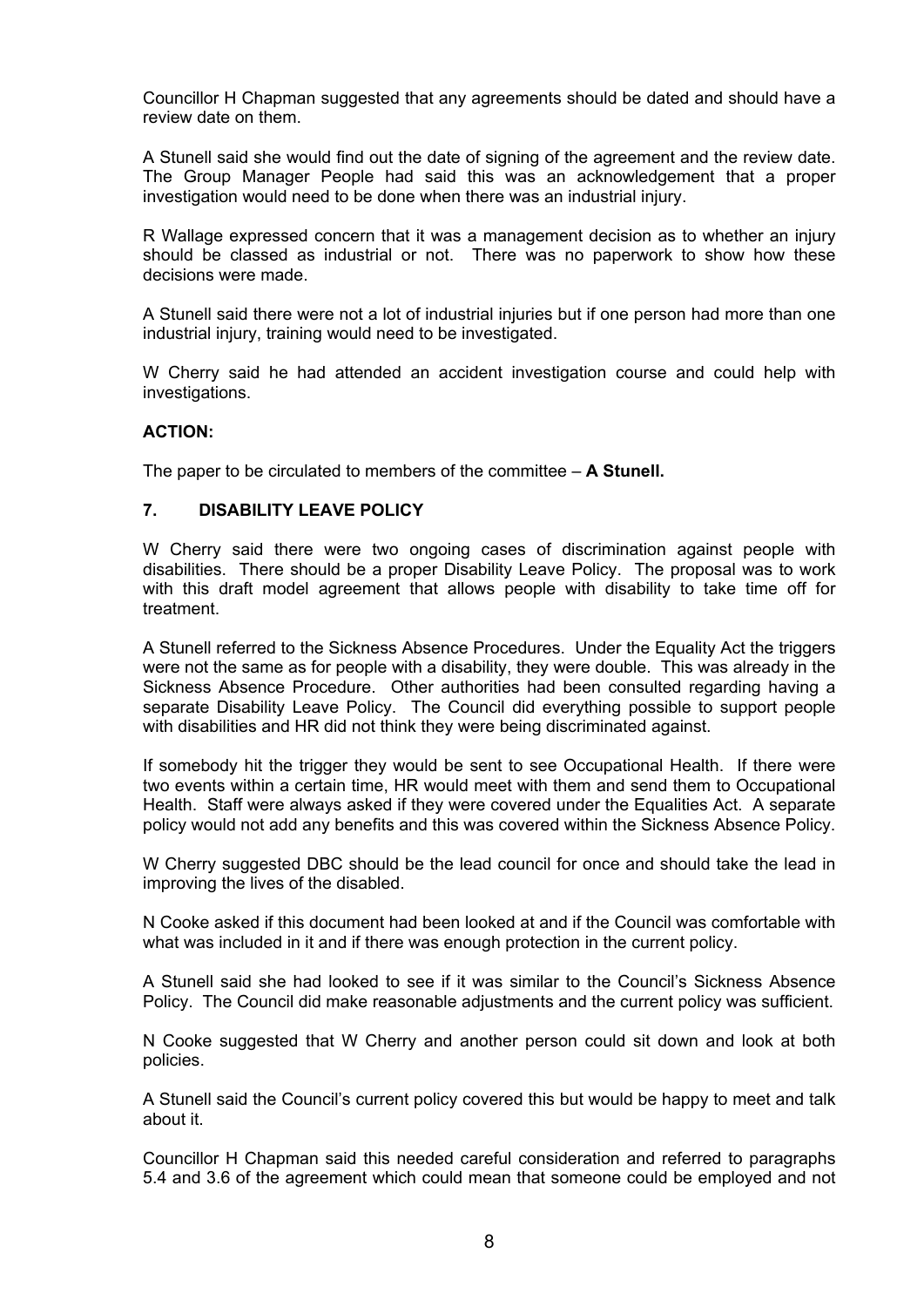Councillor H Chapman suggested that any agreements should be dated and should have a review date on them.

A Stunell said she would find out the date of signing of the agreement and the review date. The Group Manager People had said this was an acknowledgement that a proper investigation would need to be done when there was an industrial injury.

R Wallage expressed concern that it was a management decision as to whether an injury should be classed as industrial or not. There was no paperwork to show how these decisions were made.

A Stunell said there were not a lot of industrial injuries but if one person had more than one industrial injury, training would need to be investigated.

W Cherry said he had attended an accident investigation course and could help with investigations.

**ACTION:**

The paper to be circulated to members of the committee – **A Stunell.**

## 7. DISABILITY LEAVE POLICY

W Cherry said there were two ongoing cases of discrimination against people with disabilities. There should be a proper Disability Leave Policy. The proposal was to work with this draft model agreement that allows people with disability to take time off for treatment.

A Stunell referred to the Sickness Absence Procedures. Under the Equality Act the triggers were not the same as for people with a disability, they were double. This was already in the Sickness Absence Procedure. Other authorities had been consulted regarding having a separate Disability Leave Policy. The Council did everything possible to support people with disabilities and HR did not think they were being discriminated against.

If somebody hit the trigger they would be sent to see Occupational Health. If there were two events within a certain time, HR would meet with them and send them to Occupational Health. Staff were always asked if they were covered under the Equalities Act. A separate policy would not add any benefits and this was covered within the Sickness Absence Policy.

W Cherry suggested DBC should be the lead council for once and should take the lead in improving the lives of the disabled.

N Cooke asked if this document had been looked at and if the Council was comfortable with what was included in it and if there was enough protection in the current policy.

A Stunell said she had looked to see if it was similar to the Council's Sickness Absence Policy. The Council did make reasonable adjustments and the current policy was sufficient.

N Cooke suggested that W Cherry and another person could sit down and look at both policies.

A Stunell said the Council's current policy covered this but would be happy to meet and talk about it.

Councillor H Chapman said this needed careful consideration and referred to paragraphs 5.4 and 3.6 of the agreement which could mean that someone could be employed and not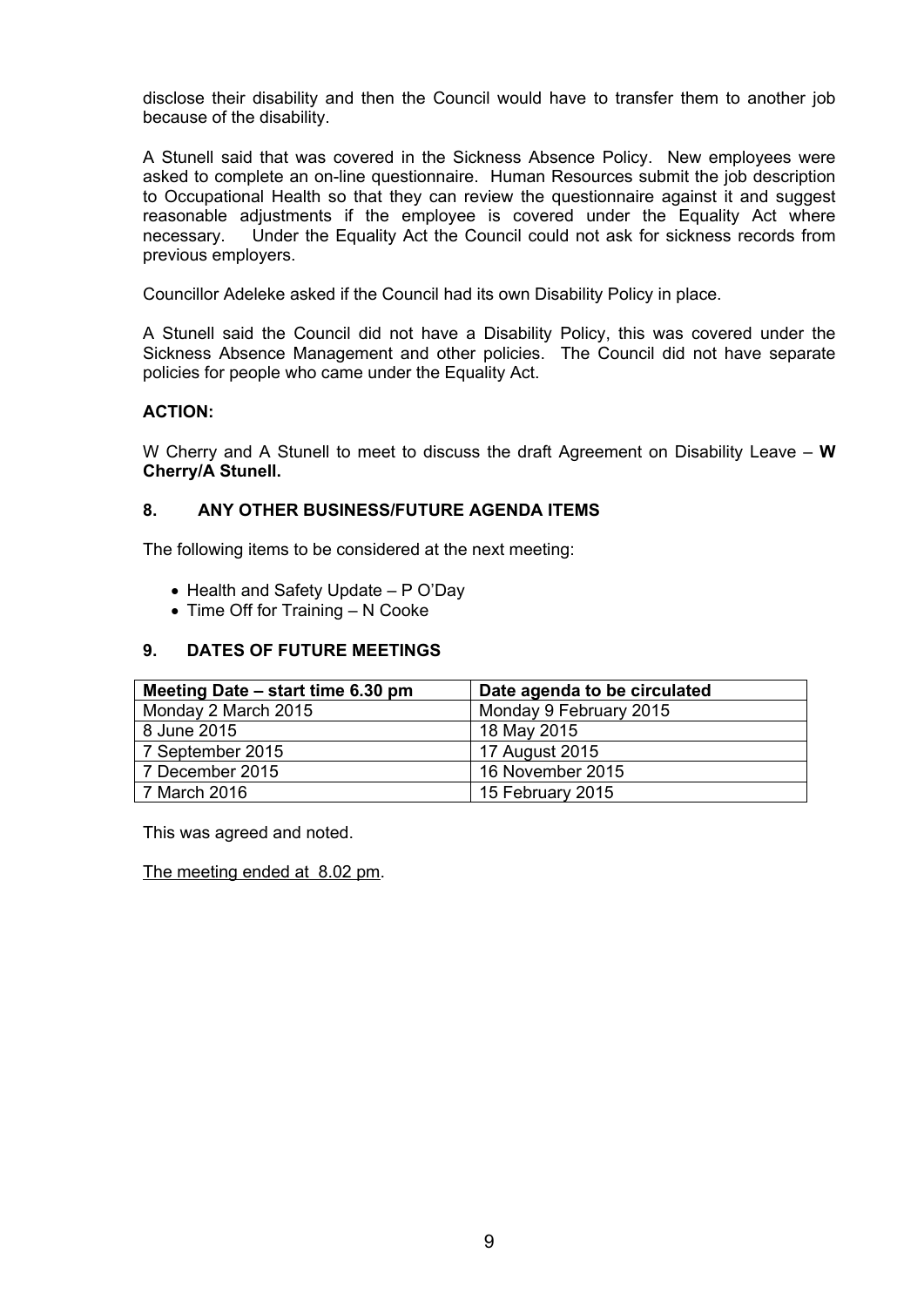disclose their disability and then the Council would have to transfer them to another job because of the disability.

A Stunell said that was covered in the Sickness Absence Policy. New employees were asked to complete an on-line questionnaire. Human Resources submit the job description to Occupational Health so that they can review the questionnaire against it and suggest reasonable adjustments if the employee is covered under the Equality Act where necessary. Under the Equality Act the Council could not ask for sickness records from previous employers.

Councillor Adeleke asked if the Council had its own Disability Policy in place.

A Stunell said the Council did not have a Disability Policy, this was covered under the Sickness Absence Management and other policies. The Council did not have separate policies for people who came under the Equality Act.

**ACTION:**

W Cherry and A Stunell to meet to discuss the draft Agreement on Disability Leave – **W Cherry/A Stunell.**

## 8. ANY OTHER BUSINESS/FUTURE AGENDA ITEMS

The following items to be considered at the next meeting:

- Health and Safety Update – P O'Day
- Time Off for Training – N Cooke

## 9. DATES OF FUTURE MEETINGS

| Meeting Date – start time 6.30 pm | Date agenda to be circulated |
|---|---|
| Monday 2 March 2015 | Monday 9 February 2015 |
| 8 June 2015 | 18 May 2015 |
| 7 September 2015 | 17 August 2015 |
| 7 December 2015 | 16 November 2015 |
| 7 March 2016 | 15 February 2015 |

This was agreed and noted.

The meeting ended at 8.02 pm.